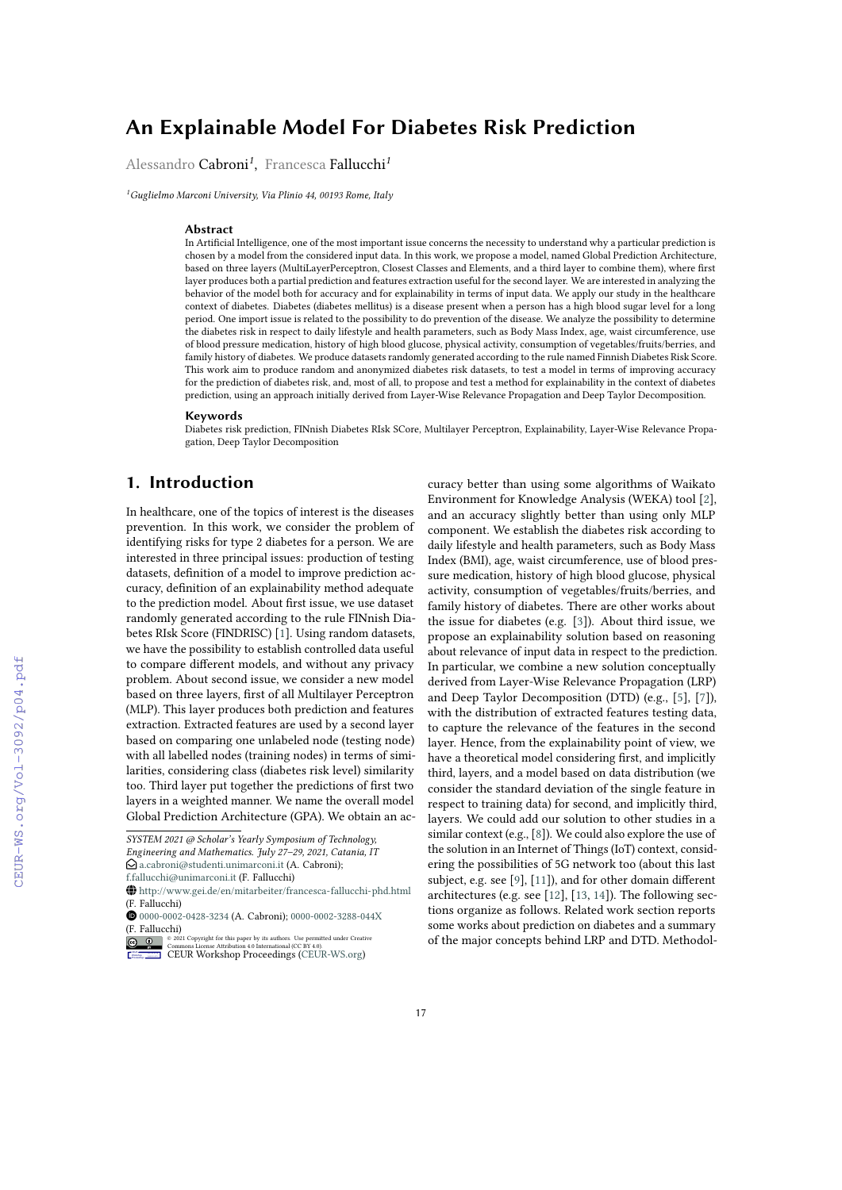# An Explainable Model For Diabetes Risk Prediction

Alessandro Cabroni[1], Francesca Fallucchi[1]

[1]Guglielmo Marconi University, Via Plinio 44, 00193 Rome, Italy

### Abstract

In Artificial Intelligence, one of the most important issue concerns the necessity to understand why a particular prediction is chosen by a model from the considered input data. In this work, we propose a model, named Global Prediction Architecture, based on three layers (MultiLayerPerceptron, Closest Classes and Elements, and a third layer to combine them), where first layer produces both a partial prediction and features extraction useful for the second layer. We are interested in analyzing the behavior of the model both for accuracy and for explainability in terms of input data. We apply our study in the healthcare context of diabetes. Diabetes (diabetes mellitus) is a disease present when a person has a high blood sugar level for a long period. One import issue is related to the possibility to do prevention of the disease. We analyze the possibility to determine the diabetes risk in respect to daily lifestyle and health parameters, such as Body Mass Index, age, waist circumference, use of blood pressure medication, history of high blood glucose, physical activity, consumption of vegetables/fruits/berries, and family history of diabetes. We produce datasets randomly generated according to the rule named Finnish Diabetes Risk Score. This work aim to produce random and anonymized diabetes risk datasets, to test a model in terms of improving accuracy for the prediction of diabetes risk, and, most of all, to propose and test a method for explainability in the context of diabetes prediction, using an approach initially derived from Layer-Wise Relevance Propagation and Deep Taylor Decomposition.

### Keywords

Diabetes risk prediction, FINnish Diabetes RIsk SCore, Multilayer Perceptron, Explainability, Layer-Wise Relevance Propagation, Deep Taylor Decomposition

## 1. Introduction

In healthcare, one of the topics of interest is the diseases prevention. In this work, we consider the problem of identifying risks for type 2 diabetes for a person. We are interested in three principal issues: production of testing datasets, definition of a model to improve prediction accuracy, definition of an explainability method adequate to the prediction model. About first issue, we use dataset randomly generated according to the rule FINnish Diabetes RIsk Score (FINDRISC) [1]. Using random datasets, we have the possibility to establish controlled data useful to compare different models, and without any privacy problem. About second issue, we consider a new model based on three layers, first of all Multilayer Perceptron (MLP). This layer produces both prediction and features extraction. Extracted features are used by a second layer based on comparing one unlabeled node (testing node) with all labelled nodes (training nodes) in terms of similarities, considering class (diabetes risk level) similarity too. Third layer put together the predictions of first two layers in a weighted manner. We name the overall model Global Prediction Architecture (GPA). We obtain an accuracy better than using some algorithms of Waikato Environment for Knowledge Analysis (WEKA) tool [2], and an accuracy slightly better than using only MLP component. We establish the diabetes risk according to daily lifestyle and health parameters, such as Body Mass Index (BMI), age, waist circumference, use of blood pressure medication, history of high blood glucose, physical activity, consumption of vegetables/fruits/berries, and family history of diabetes. There are other works about the issue for diabetes (e.g. [3]). About third issue, we propose an explainability solution based on reasoning about relevance of input data in respect to the prediction. In particular, we combine a new solution conceptually derived from Layer-Wise Relevance Propagation (LRP) and Deep Taylor Decomposition (DTD) (e.g., [5], [7]), with the distribution of extracted features testing data, to capture the relevance of the features in the second layer. Hence, from the explainability point of view, we have a theoretical model considering first, and implicitly third, layers, and a model based on data distribution (we consider the standard deviation of the single feature in respect to training data) for second, and implicitly third, layers. We could add our solution to other studies in a similar context (e.g., [8]). We could also explore the use of the solution in an Internet of Things (IoT) context, considering the possibilities of 5G network too (about this last subject, e.g. see [9], [11]), and for other domain different architectures (e.g. see [12], [13, 14]). The following sections organize as follows. Related work section reports some works about prediction on diabetes and a summary of the major concepts behind LRP and DTD. Methodol-

---

SYSTEM 2021 @ Scholar's Yearly Symposium of Technology, Engineering and Mathematics. July 27–29, 2021, Catania, IT

a.cabroni@studenti.unimarconi.it (A. Cabroni); f.fallucchi@unimarconi.it (F. Fallucchi)

http://www.gei.de/en/mitarbeiter/francesca-fallucchi-phd.html (F. Fallucchi)

0000-0002-0428-3234 (A. Cabroni); 0000-0002-3288-044X (F. Fallucchi)

© 2021 Copyright for this paper by its authors. Use permitted under Creative Commons License Attribution 4.0 International (CC BY 4.0).

CEUR Workshop Proceedings (CEUR-WS.org)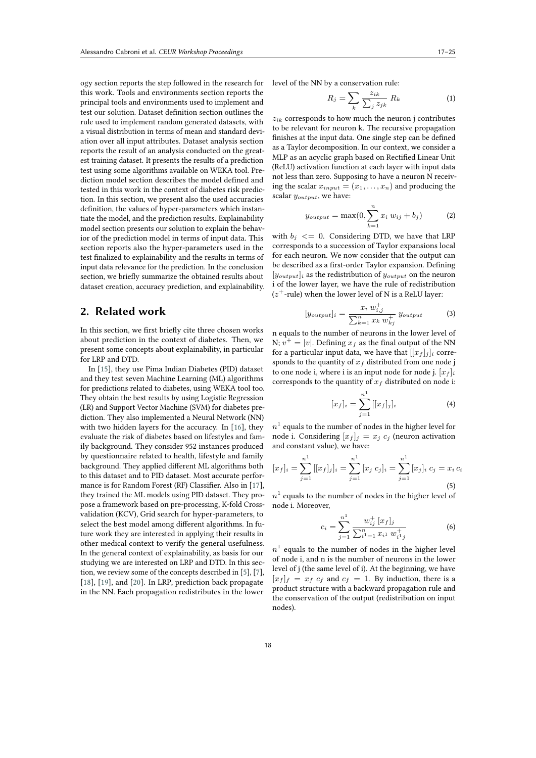ogy section reports the step followed in the research for this work. Tools and environments section reports the principal tools and environments used to implement and test our solution. Dataset definition section outlines the rule used to implement random generated datasets, with a visual distribution in terms of mean and standard deviation over all input attributes. Dataset analysis section reports the result of an analysis conducted on the greatest training dataset. It presents the results of a prediction test using some algorithms available on WEKA tool. Prediction model section describes the model defined and tested in this work in the context of diabetes risk prediction. In this section, we present also the used accuracies definition, the values of hyper-parameters which instantiate the model, and the prediction results. Explainability model section presents our solution to explain the behavior of the prediction model in terms of input data. This section reports also the hyper-parameters used in the test finalized to explainability and the results in terms of input data relevance for the prediction. In the conclusion section, we briefly summarize the obtained results about dataset creation, accuracy prediction, and explainability.

## 2. Related work

In this section, we first briefly cite three chosen works about prediction in the context of diabetes. Then, we present some concepts about explainability, in particular for LRP and DTD.

In [15], they use Pima Indian Diabetes (PID) dataset and they test seven Machine Learning (ML) algorithms for predictions related to diabetes, using WEKA tool too. They obtain the best results by using Logistic Regression (LR) and Support Vector Machine (SVM) for diabetes prediction. They also implemented a Neural Network (NN) with two hidden layers for the accuracy. In [16], they evaluate the risk of diabetes based on lifestyles and family background. They consider 952 instances produced by questionnaire related to health, lifestyle and family background. They applied different ML algorithms both to this dataset and to PID dataset. Most accurate performance is for Random Forest (RF) Classifier. Also in [17], they trained the ML models using PID dataset. They propose a framework based on pre-processing, K-fold Cross-validation (KCV), Grid search for hyper-parameters, to select the best model among different algorithms. In future work they are interested in applying their results in other medical context to verify the general usefulness. In the general context of explainability, as basis for our studying we are interested on LRP and DTD. In this section, we review some of the concepts described in [5], [7], [18], [19], and [20]. In LRP, prediction back propagate in the NN. Each propagation redistributes in the lower level of the NN by a conservation rule:

$$R_j = \sum_k \frac{z_{ik}}{\sum_j z_{jk}} R_k \tag{1}$$

$z_{ik}$ corresponds to how much the neuron j contributes to be relevant for neuron k. The recursive propagation finishes at the input data. One single step can be defined as a Taylor decomposition. In our context, we consider a MLP as an acyclic graph based on Rectified Linear Unit (ReLU) activation function at each layer with input data not less than zero. Supposing to have a neuron N receiving the scalar $x_{input} = (x_1, \ldots, x_n)$ and producing the scalar $y_{output}$, we have:

$$y_{output} = \max(0, \sum_{k=1}^{n} x_i \, w_{ij} + b_j) \tag{2}$$

with $b_j \;<=\; 0$. Considering DTD, we have that LRP corresponds to a succession of Taylor expansions local for each neuron. We now consider that the output can be described as a first-order Taylor expansion. Defining $[y_{output}]_i$ as the redistribution of $y_{output}$ on the neuron i of the lower layer, we have the rule of redistribution ($z^+$-rule) when the lower level of N is a ReLU layer:

$$[y_{output}]_i = \frac{x_i \, w_{i,j}^{+}}{\sum_{k=1}^{n} x_k \, w_{kj}^{+}} \, y_{output} \tag{3}$$

n equals to the number of neurons in the lower level of N; $v^+ = |v|$. Defining $x_f$ as the final output of the NN for a particular input data, we have that $[[x_f]_j]_i$ corresponds to the quantity of $x_f$ distributed from one node j to one node i, where i is an input node for node j. $[x_f]_i$ corresponds to the quantity of $x_f$ distributed on node i:

$$[x_f]_i = \sum_{j=1}^{n^1} [[x_f]_j]_i \tag{4}$$

$n^1$ equals to the number of nodes in the higher level for node i. Considering $[x_f]_j = x_j \; c_j$ (neuron activation and constant value), we have:

$$[x_f]_i = \sum_{j=1}^{n^1} [[x_f]_j]_i = \sum_{j=1}^{n^1} [x_j \; c_j]_i = \sum_{j=1}^{n^1} [x_j]_i \; c_j = x_i \, c_i \tag{5}$$

$n^1$ equals to the number of nodes in the higher level of node i. Moreover,

$$c_i = \sum_{j=1}^{n^1} \frac{w_{ij}^{+} \, [x_f]_j}{\sum_{i^1=1}^{n} x_{i^1} \, w_{i^1 j}^{+}} \tag{6}$$

$n^1$ equals to the number of nodes in the higher level of node i, and n is the number of neurons in the lower level of j (the same level of i). At the beginning, we have $[x_f]_f = x_f \; c_f$ and $c_f = 1$. By induction, there is a product structure with a backward propagation rule and the conservation of the output (redistribution on input nodes).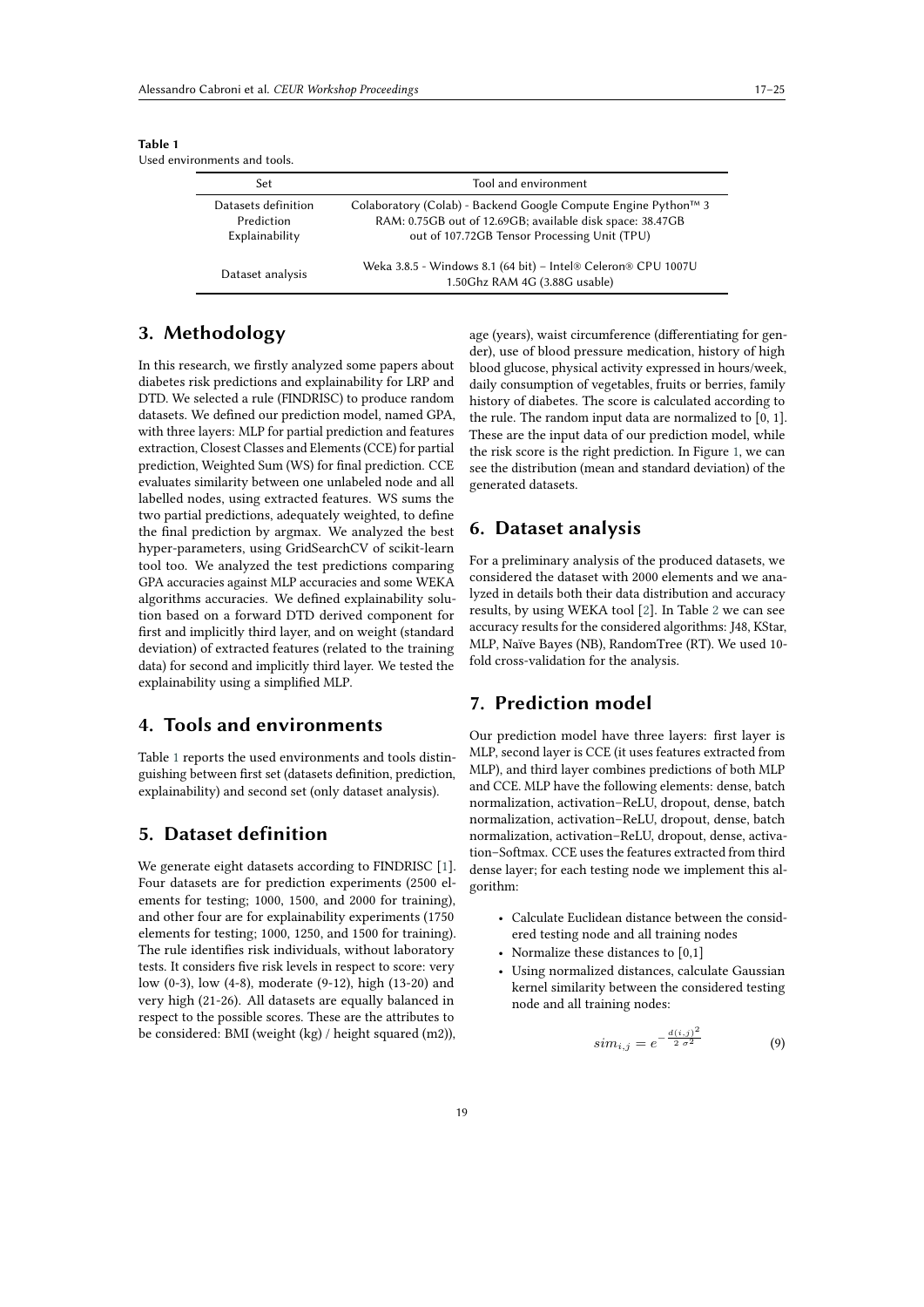**Table 1**
Used environments and tools.

| Set | Tool and environment |
|---|---|
| Datasets definition<br>Prediction<br>Explainability | Colaboratory (Colab) - Backend Google Compute Engine Python™ 3<br>RAM: 0.75GB out of 12.69GB; available disk space: 38.47GB<br>out of 107.72GB Tensor Processing Unit (TPU) |
| Dataset analysis | Weka 3.8.5 - Windows 8.1 (64 bit) – Intel® Celeron® CPU 1007U<br>1.50Ghz RAM 4G (3.88G usable) |

## 3. Methodology

In this research, we firstly analyzed some papers about diabetes risk predictions and explainability for LRP and DTD. We selected a rule (FINDRISC) to produce random datasets. We defined our prediction model, named GPA, with three layers: MLP for partial prediction and features extraction, Closest Classes and Elements (CCE) for partial prediction, Weighted Sum (WS) for final prediction. CCE evaluates similarity between one unlabeled node and all labelled nodes, using extracted features. WS sums the two partial predictions, adequately weighted, to define the final prediction by argmax. We analyzed the best hyper-parameters, using GridSearchCV of scikit-learn tool too. We analyzed the test predictions comparing GPA accuracies against MLP accuracies and some WEKA algorithms accuracies. We defined explainability solution based on a forward DTD derived component for first and implicitly third layer, and on weight (standard deviation) of extracted features (related to the training data) for second and implicitly third layer. We tested the explainability using a simplified MLP.

## 4. Tools and environments

Table 1 reports the used environments and tools distinguishing between first set (datasets definition, prediction, explainability) and second set (only dataset analysis).

## 5. Dataset definition

We generate eight datasets according to FINDRISC [1]. Four datasets are for prediction experiments (2500 elements for testing; 1000, 1500, and 2000 for training), and other four are for explainability experiments (1750 elements for testing; 1000, 1250, and 1500 for training). The rule identifies risk individuals, without laboratory tests. It considers five risk levels in respect to score: very low (0-3), low (4-8), moderate (9-12), high (13-20) and very high (21-26). All datasets are equally balanced in respect to the possible scores. These are the attributes to be considered: BMI (weight (kg) / height squared (m2)), age (years), waist circumference (differentiating for gender), use of blood pressure medication, history of high blood glucose, physical activity expressed in hours/week, daily consumption of vegetables, fruits or berries, family history of diabetes. The score is calculated according to the rule. The random input data are normalized to [0, 1]. These are the input data of our prediction model, while the risk score is the right prediction. In Figure 1, we can see the distribution (mean and standard deviation) of the generated datasets.

## 6. Dataset analysis

For a preliminary analysis of the produced datasets, we considered the dataset with 2000 elements and we analyzed in details both their data distribution and accuracy results, by using WEKA tool [2]. In Table 2 we can see accuracy results for the considered algorithms: J48, KStar, MLP, Naïve Bayes (NB), RandomTree (RT). We used 10-fold cross-validation for the analysis.

## 7. Prediction model

Our prediction model have three layers: first layer is MLP, second layer is CCE (it uses features extracted from MLP), and third layer combines predictions of both MLP and CCE. MLP have the following elements: dense, batch normalization, activation–ReLU, dropout, dense, batch normalization, activation–ReLU, dropout, dense, batch normalization, activation–ReLU, dropout, dense, activation–Softmax. CCE uses the features extracted from third dense layer; for each testing node we implement this algorithm:

- Calculate Euclidean distance between the considered testing node and all training nodes
- Normalize these distances to [0,1]
- Using normalized distances, calculate Gaussian kernel similarity between the considered testing node and all training nodes:

$$sim_{i,j} = e^{-\frac{d(i,j)^2}{2\,\sigma^2}} \tag{9}$$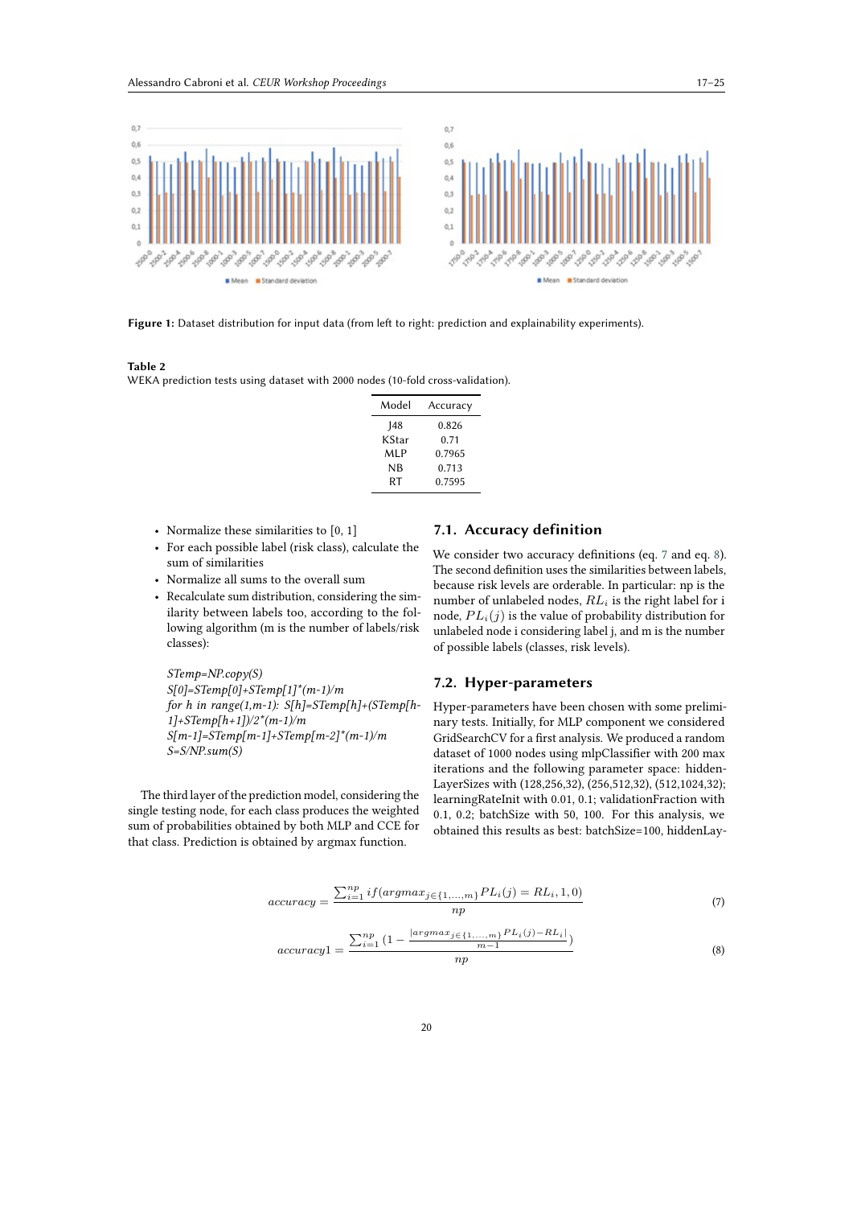**Figure 1:** Dataset distribution for input data (from left to right: prediction and explainability experiments).

**Table 2**
WEKA prediction tests using dataset with 2000 nodes (10-fold cross-validation).

| Model | Accuracy |
|---|---|
| J48 | 0.826 |
| KStar | 0.71 |
| MLP | 0.7965 |
| NB | 0.713 |
| RT | 0.7595 |

- Normalize these similarities to [0, 1]
- For each possible label (risk class), calculate the sum of similarities
- Normalize all sums to the overall sum
- Recalculate sum distribution, considering the similarity between labels too, according to the following algorithm (m is the number of labels/risk classes):

*STemp=NP.copy(S)*
*S[0]=STemp[0]+STemp[1]\*(m-1)/m*
*for h in range(1,m-1): S[h]=STemp[h]+(STemp[h-1]+STemp[h+1])/2\*(m-1)/m*
*S[m-1]=STemp[m-1]+STemp[m-2]\*(m-1)/m*
*S=S/NP.sum(S)*

The third layer of the prediction model, considering the single testing node, for each class produces the weighted sum of probabilities obtained by both MLP and CCE for that class. Prediction is obtained by argmax function.

### 7.1. Accuracy definition

We consider two accuracy definitions (eq. 7 and eq. 8). The second definition uses the similarities between labels, because risk levels are orderable. In particular: np is the number of unlabeled nodes, $RL_i$ is the right label for i node, $PL_i(j)$ is the value of probability distribution for unlabeled node i considering label j, and m is the number of possible labels (classes, risk levels).

### 7.2. Hyper-parameters

Hyper-parameters have been chosen with some preliminary tests. Initially, for MLP component we considered GridSearchCV for a first analysis. We produced a random dataset of 1000 nodes using mlpClassifier with 200 max iterations and the following parameter space: hiddenLayerSizes with (128,256,32), (256,512,32), (512,1024,32); learningRateInit with 0.01, 0.1; validationFraction with 0.1, 0.2; batchSize with 50, 100. For this analysis, we obtained this results as best: batchSize=100, hiddenLay-

$$accuracy = \frac{\sum_{i=1}^{np} if(argmax_{j\in\{1,\ldots,m\}} PL_i(j) = RL_i, 1, 0)}{np} \tag{7}$$

$$accuracy1 = \frac{\sum_{i=1}^{np} \left(1 - \frac{|argmax_{j\in\{1,\ldots,m\}} PL_i(j) - RL_i|}{m-1}\right)}{np} \tag{8}$$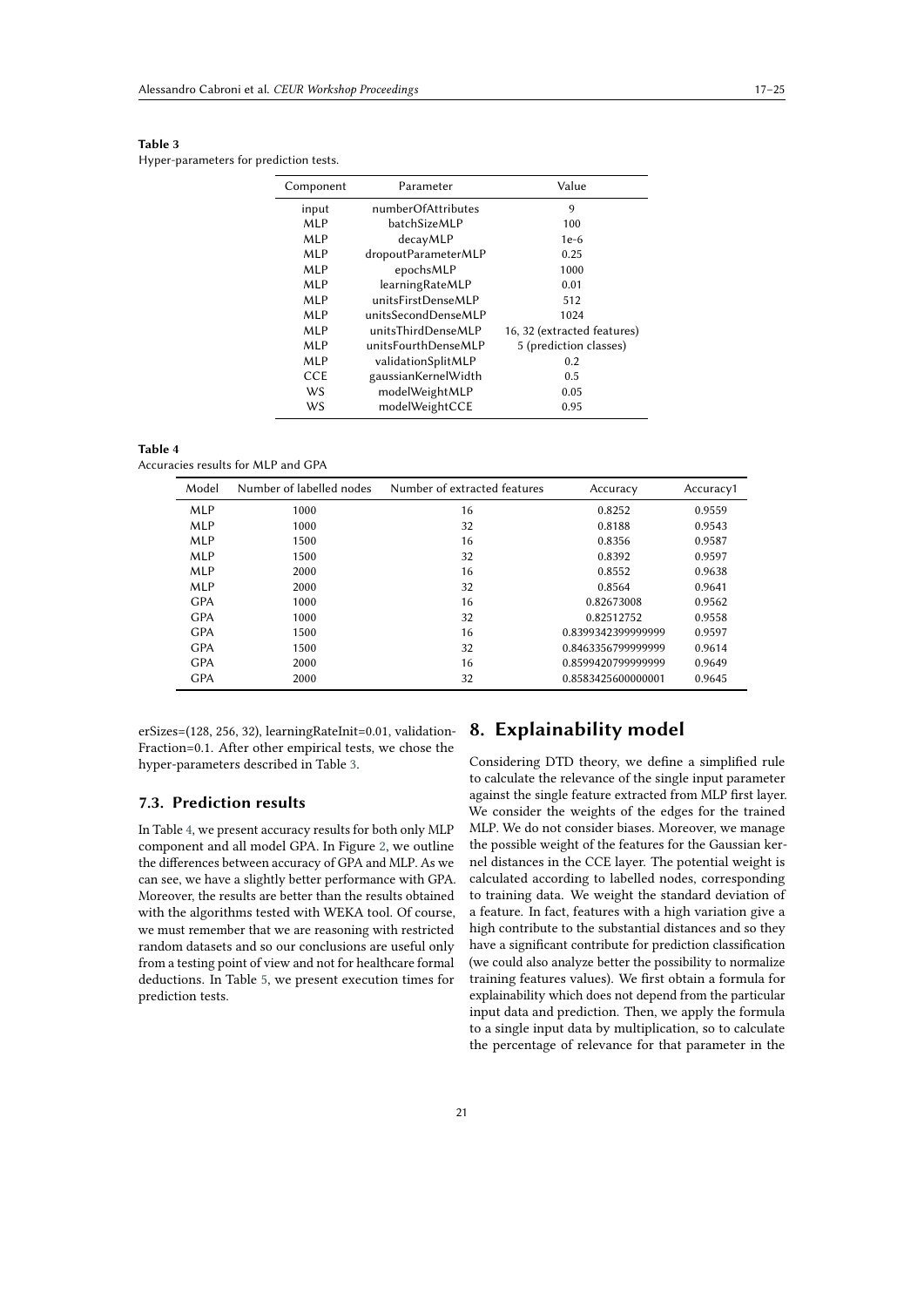**Table 3**
Hyper-parameters for prediction tests.

| Component | Parameter | Value |
|---|---|---|
| input | numberOfAttributes | 9 |
| MLP | batchSizeMLP | 100 |
| MLP | decayMLP | 1e-6 |
| MLP | dropoutParameterMLP | 0.25 |
| MLP | epochsMLP | 1000 |
| MLP | learningRateMLP | 0.01 |
| MLP | unitsFirstDenseMLP | 512 |
| MLP | unitsSecondDenseMLP | 1024 |
| MLP | unitsThirdDenseMLP | 16, 32 (extracted features) |
| MLP | unitsFourthDenseMLP | 5 (prediction classes) |
| MLP | validationSplitMLP | 0.2 |
| CCE | gaussianKernelWidth | 0.5 |
| WS | modelWeightMLP | 0.05 |
| WS | modelWeightCCE | 0.95 |

**Table 4**
Accuracies results for MLP and GPA

| Model | Number of labelled nodes | Number of extracted features | Accuracy | Accuracy1 |
|---|---|---|---|---|
| MLP | 1000 | 16 | 0.8252 | 0.9559 |
| MLP | 1000 | 32 | 0.8188 | 0.9543 |
| MLP | 1500 | 16 | 0.8356 | 0.9587 |
| MLP | 1500 | 32 | 0.8392 | 0.9597 |
| MLP | 2000 | 16 | 0.8552 | 0.9638 |
| MLP | 2000 | 32 | 0.8564 | 0.9641 |
| GPA | 1000 | 16 | 0.82673008 | 0.9562 |
| GPA | 1000 | 32 | 0.82512752 | 0.9558 |
| GPA | 1500 | 16 | 0.8399342399999999 | 0.9597 |
| GPA | 1500 | 32 | 0.8463356799999999 | 0.9614 |
| GPA | 2000 | 16 | 0.8599420799999999 | 0.9649 |
| GPA | 2000 | 32 | 0.8583425600000001 | 0.9645 |

erSizes=(128, 256, 32), learningRateInit=0.01, validationFraction=0.1. After other empirical tests, we chose the hyper-parameters described in Table 3.

### 7.3. Prediction results

In Table 4, we present accuracy results for both only MLP component and all model GPA. In Figure 2, we outline the differences between accuracy of GPA and MLP. As we can see, we have a slightly better performance with GPA. Moreover, the results are better than the results obtained with the algorithms tested with WEKA tool. Of course, we must remember that we are reasoning with restricted random datasets and so our conclusions are useful only from a testing point of view and not for healthcare formal deductions. In Table 5, we present execution times for prediction tests.

## 8. Explainability model

Considering DTD theory, we define a simplified rule to calculate the relevance of the single input parameter against the single feature extracted from MLP first layer. We consider the weights of the edges for the trained MLP. We do not consider biases. Moreover, we manage the possible weight of the features for the Gaussian kernel distances in the CCE layer. The potential weight is calculated according to labelled nodes, corresponding to training data. We weight the standard deviation of a feature. In fact, features with a high variation give a high contribute to the substantial distances and so they have a significant contribute for prediction classification (we could also analyze better the possibility to normalize training features values). We first obtain a formula for explainability which does not depend from the particular input data and prediction. Then, we apply the formula to a single input data by multiplication, so to calculate the percentage of relevance for that parameter in the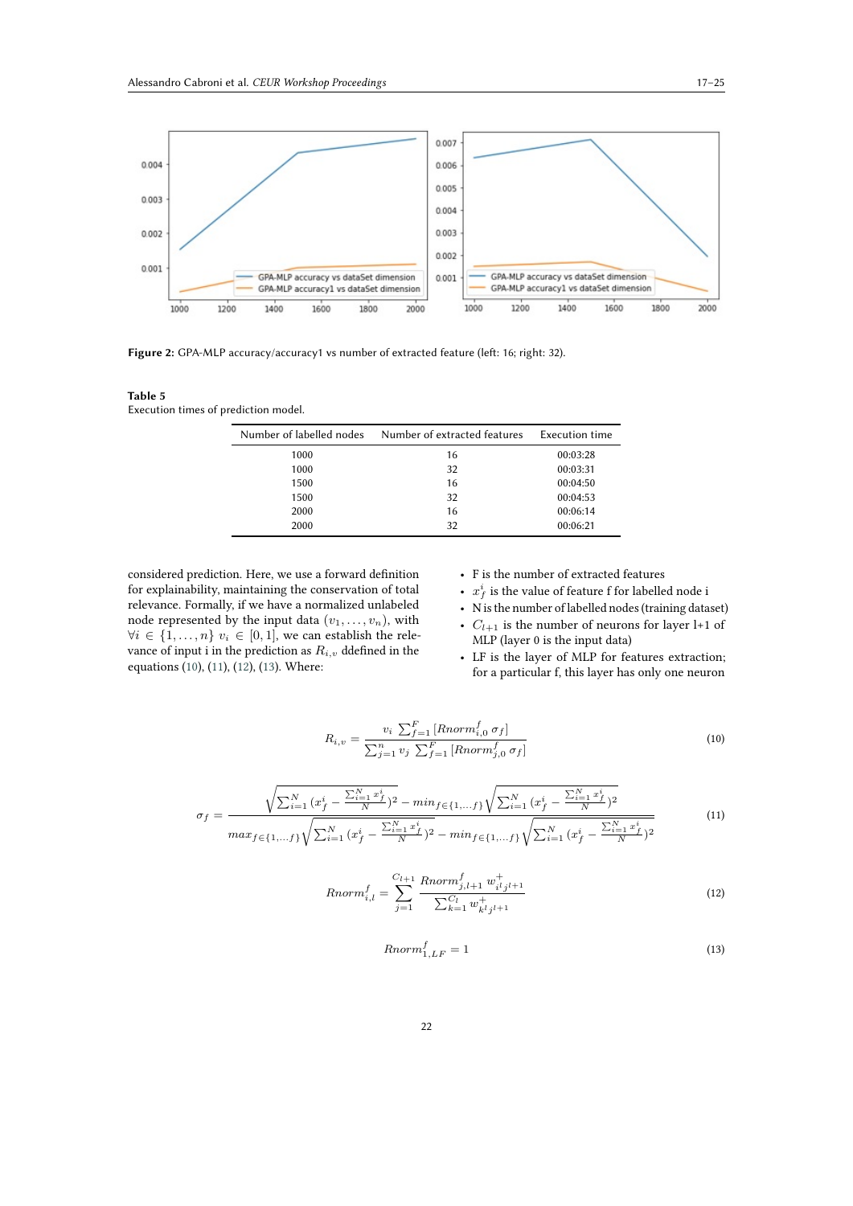Figure 2: GPA-MLP accuracy/accuracy1 vs number of extracted feature (left: 16; right: 32).

**Table 5**
Execution times of prediction model.

| Number of labelled nodes | Number of extracted features | Execution time |
|---|---|---|
| 1000 | 16 | 00:03:28 |
| 1000 | 32 | 00:03:31 |
| 1500 | 16 | 00:04:50 |
| 1500 | 32 | 00:04:53 |
| 2000 | 16 | 00:06:14 |
| 2000 | 32 | 00:06:21 |

considered prediction. Here, we use a forward definition for explainability, maintaining the conservation of total relevance. Formally, if we have a normalized unlabeled node represented by the input data $(v_1, \ldots, v_n)$, with $\forall i \in \{1, \ldots, n\}$ $v_i \in [0, 1]$, we can establish the relevance of input i in the prediction as $R_{i,v}$ ddefined in the equations (10), (11), (12), (13). Where:

- F is the number of extracted features
- $x_f^i$ is the value of feature f for labelled node i
- N is the number of labelled nodes (training dataset)
- $C_{l+1}$ is the number of neurons for layer l+1 of MLP (layer 0 is the input data)
- LF is the layer of MLP for features extraction; for a particular f, this layer has only one neuron

$$R_{i,v} = \frac{v_i \sum_{f=1}^{F} [Rnorm_{i,0}^f \, \sigma_f]}{\sum_{j=1}^{n} v_j \sum_{f=1}^{F} [Rnorm_{j,0}^f \, \sigma_f]} \tag{10}$$

$$\sigma_f = \frac{\sqrt{\sum_{i=1}^{N} (x_f^i - \frac{\sum_{i=1}^{N} x_f^i}{N})^2} - min_{f \in \{1,\ldots,f\}} \sqrt{\sum_{i=1}^{N} (x_f^i - \frac{\sum_{i=1}^{N} x_f^i}{N})^2}}{max_{f \in \{1,\ldots,f\}} \sqrt{\sum_{i=1}^{N} (x_f^i - \frac{\sum_{i=1}^{N} x_f^i}{N})^2} - min_{f \in \{1,\ldots,f\}} \sqrt{\sum_{i=1}^{N} (x_f^i - \frac{\sum_{i=1}^{N} x_f^i}{N})^2}} \tag{11}$$

$$Rnorm_{i,l}^f = \sum_{j=1}^{C_{l+1}} \frac{Rnorm_{j,l+1}^f \, w_{i^l j^{l+1}}^+}{\sum_{k=1}^{C_l} w_{k^l j^{l+1}}^+} \tag{12}$$

$$Rnorm_{1,LF}^f = 1 \tag{13}$$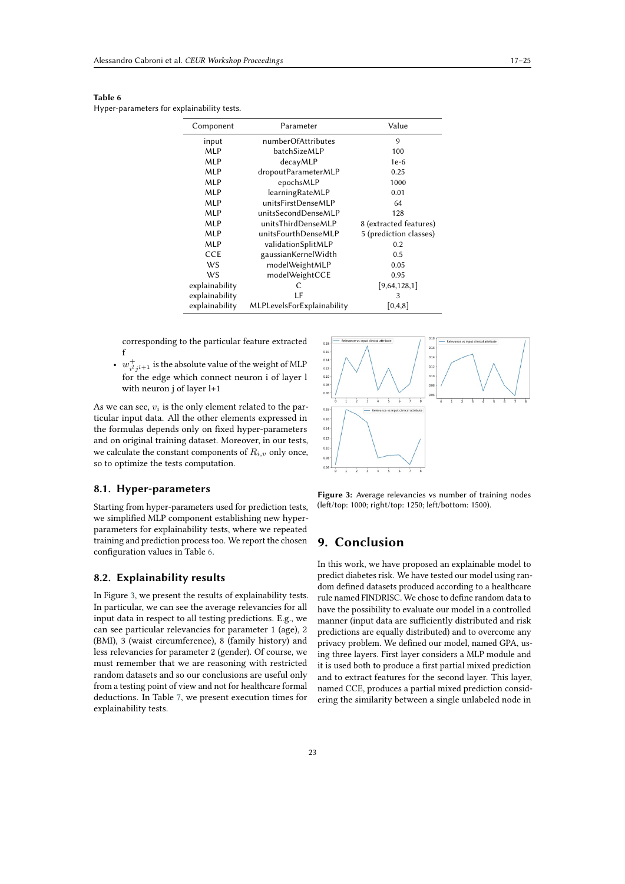**Table 6**
Hyper-parameters for explainability tests.

| Component | Parameter | Value |
|---|---|---|
| input | numberOfAttributes | 9 |
| MLP | batchSizeMLP | 100 |
| MLP | decayMLP | 1e-6 |
| MLP | dropoutParameterMLP | 0.25 |
| MLP | epochsMLP | 1000 |
| MLP | learningRateMLP | 0.01 |
| MLP | unitsFirstDenseMLP | 64 |
| MLP | unitsSecondDenseMLP | 128 |
| MLP | unitsThirdDenseMLP | 8 (extracted features) |
| MLP | unitsFourthDenseMLP | 5 (prediction classes) |
| MLP | validationSplitMLP | 0.2 |
| CCE | gaussianKernelWidth | 0.5 |
| WS | modelWeightMLP | 0.05 |
| WS | modelWeightCCE | 0.95 |
| explainability | C | [9,64,128,1] |
| explainability | LF | 3 |
| explainability | MLPLevelsForExplainability | [0,4,8] |

corresponding to the particular feature extracted f

- $w^{+}_{i^l j^{l+1}}$ is the absolute value of the weight of MLP for the edge which connect neuron i of layer l with neuron j of layer l+1

As we can see, $v_i$ is the only element related to the particular input data. All the other elements expressed in the formulas depends only on fixed hyper-parameters and on original training dataset. Moreover, in our tests, we calculate the constant components of $R_{i,v}$ only once, so to optimize the tests computation.

## 8.1. Hyper-parameters

Starting from hyper-parameters used for prediction tests, we simplified MLP component establishing new hyper-parameters for explainability tests, where we repeated training and prediction process too. We report the chosen configuration values in Table 6.

## 8.2. Explainability results

In Figure 3, we present the results of explainability tests. In particular, we can see the average relevancies for all input data in respect to all testing predictions. E.g., we can see particular relevancies for parameter 1 (age), 2 (BMI), 3 (waist circumference), 8 (family history) and less relevancies for parameter 2 (gender). Of course, we must remember that we are reasoning with restricted random datasets and so our conclusions are useful only from a testing point of view and not for healthcare formal deductions. In Table 7, we present execution times for explainability tests.

**Figure 3:** Average relevancies vs number of training nodes (left/top: 1000; right/top: 1250; left/bottom: 1500).

# 9. Conclusion

In this work, we have proposed an explainable model to predict diabetes risk. We have tested our model using random defined datasets produced according to a healthcare rule named FINDRISC. We chose to define random data to have the possibility to evaluate our model in a controlled manner (input data are sufficiently distributed and risk predictions are equally distributed) and to overcome any privacy problem. We defined our model, named GPA, using three layers. First layer considers a MLP module and it is used both to produce a first partial mixed prediction and to extract features for the second layer. This layer, named CCE, produces a partial mixed prediction considering the similarity between a single unlabeled node in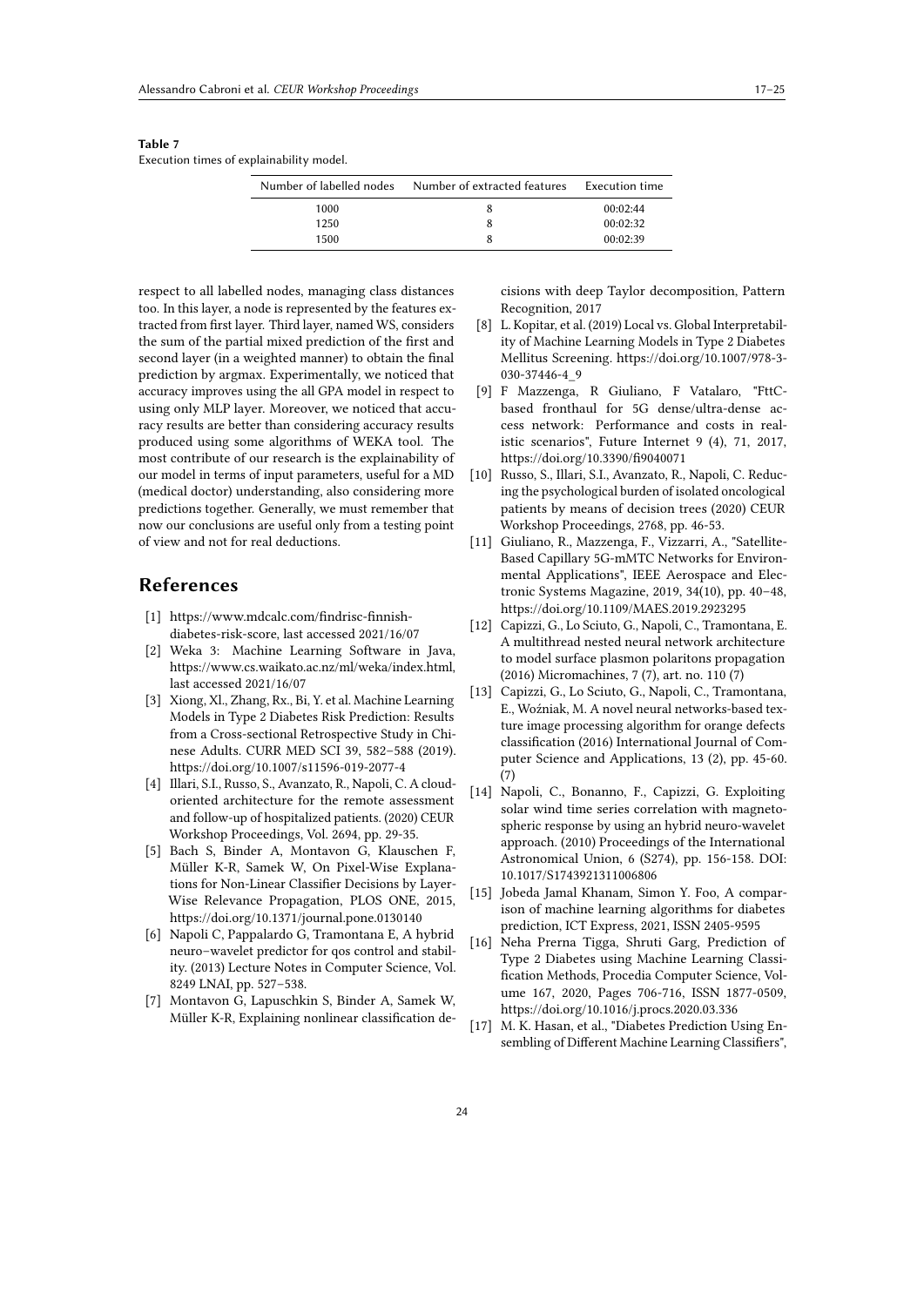**Table 7**
Execution times of explainability model.

| Number of labelled nodes | Number of extracted features | Execution time |
|---|---|---|
| 1000 | 8 | 00:02:44 |
| 1250 | 8 | 00:02:32 |
| 1500 | 8 | 00:02:39 |

respect to all labelled nodes, managing class distances too. In this layer, a node is represented by the features extracted from first layer. Third layer, named WS, considers the sum of the partial mixed prediction of the first and second layer (in a weighted manner) to obtain the final prediction by argmax. Experimentally, we noticed that accuracy improves using the all GPA model in respect to using only MLP layer. Moreover, we noticed that accuracy results are better than considering accuracy results produced using some algorithms of WEKA tool. The most contribute of our research is the explainability of our model in terms of input parameters, useful for a MD (medical doctor) understanding, also considering more predictions together. Generally, we must remember that now our conclusions are useful only from a testing point of view and not for real deductions.

## References

[1] https://www.mdcalc.com/findrisc-finnish-diabetes-risk-score, last accessed 2021/16/07

[2] Weka 3: Machine Learning Software in Java, https://www.cs.waikato.ac.nz/ml/weka/index.html, last accessed 2021/16/07

[3] Xiong, Xl., Zhang, Rx., Bi, Y. et al. Machine Learning Models in Type 2 Diabetes Risk Prediction: Results from a Cross-sectional Retrospective Study in Chinese Adults. CURR MED SCI 39, 582–588 (2019). https://doi.org/10.1007/s11596-019-2077-4

[4] Illari, S.I., Russo, S., Avanzato, R., Napoli, C. A cloud-oriented architecture for the remote assessment and follow-up of hospitalized patients. (2020) CEUR Workshop Proceedings, Vol. 2694, pp. 29-35.

[5] Bach S, Binder A, Montavon G, Klauschen F, Müller K-R, Samek W, On Pixel-Wise Explanations for Non-Linear Classifier Decisions by Layer-Wise Relevance Propagation, PLOS ONE, 2015, https://doi.org/10.1371/journal.pone.0130140

[6] Napoli C, Pappalardo G, Tramontana E, A hybrid neuro–wavelet predictor for qos control and stability. (2013) Lecture Notes in Computer Science, Vol. 8249 LNAI, pp. 527–538.

[7] Montavon G, Lapuschkin S, Binder A, Samek W, Müller K-R, Explaining nonlinear classification decisions with deep Taylor decomposition, Pattern Recognition, 2017

[8] L. Kopitar, et al. (2019) Local vs. Global Interpretability of Machine Learning Models in Type 2 Diabetes Mellitus Screening. https://doi.org/10.1007/978-3-030-37446-4_9

[9] F Mazzenga, R Giuliano, F Vatalaro, "FttC-based fronthaul for 5G dense/ultra-dense access network: Performance and costs in realistic scenarios", Future Internet 9 (4), 71, 2017, https://doi.org/10.3390/fi9040071

[10] Russo, S., Illari, S.I., Avanzato, R., Napoli, C. Reducing the psychological burden of isolated oncological patients by means of decision trees (2020) CEUR Workshop Proceedings, 2768, pp. 46-53.

[11] Giuliano, R., Mazzenga, F., Vizzarri, A., "Satellite-Based Capillary 5G-mMTC Networks for Environmental Applications", IEEE Aerospace and Electronic Systems Magazine, 2019, 34(10), pp. 40–48, https://doi.org/10.1109/MAES.2019.2923295

[12] Capizzi, G., Lo Sciuto, G., Napoli, C., Tramontana, E. A multithread nested neural network architecture to model surface plasmon polaritons propagation (2016) Micromachines, 7 (7), art. no. 110 (7)

[13] Capizzi, G., Lo Sciuto, G., Napoli, C., Tramontana, E., Woźniak, M. A novel neural networks-based texture image processing algorithm for orange defects classification (2016) International Journal of Computer Science and Applications, 13 (2), pp. 45-60. (7)

[14] Napoli, C., Bonanno, F., Capizzi, G. Exploiting solar wind time series correlation with magnetospheric response by using an hybrid neuro-wavelet approach. (2010) Proceedings of the International Astronomical Union, 6 (S274), pp. 156-158. DOI: 10.1017/S1743921311006806

[15] Jobeda Jamal Khanam, Simon Y. Foo, A comparison of machine learning algorithms for diabetes prediction, ICT Express, 2021, ISSN 2405-9595

[16] Neha Prerna Tigga, Shruti Garg, Prediction of Type 2 Diabetes using Machine Learning Classification Methods, Procedia Computer Science, Volume 167, 2020, Pages 706-716, ISSN 1877-0509, https://doi.org/10.1016/j.procs.2020.03.336

[17] M. K. Hasan, et al., "Diabetes Prediction Using Ensembling of Different Machine Learning Classifiers",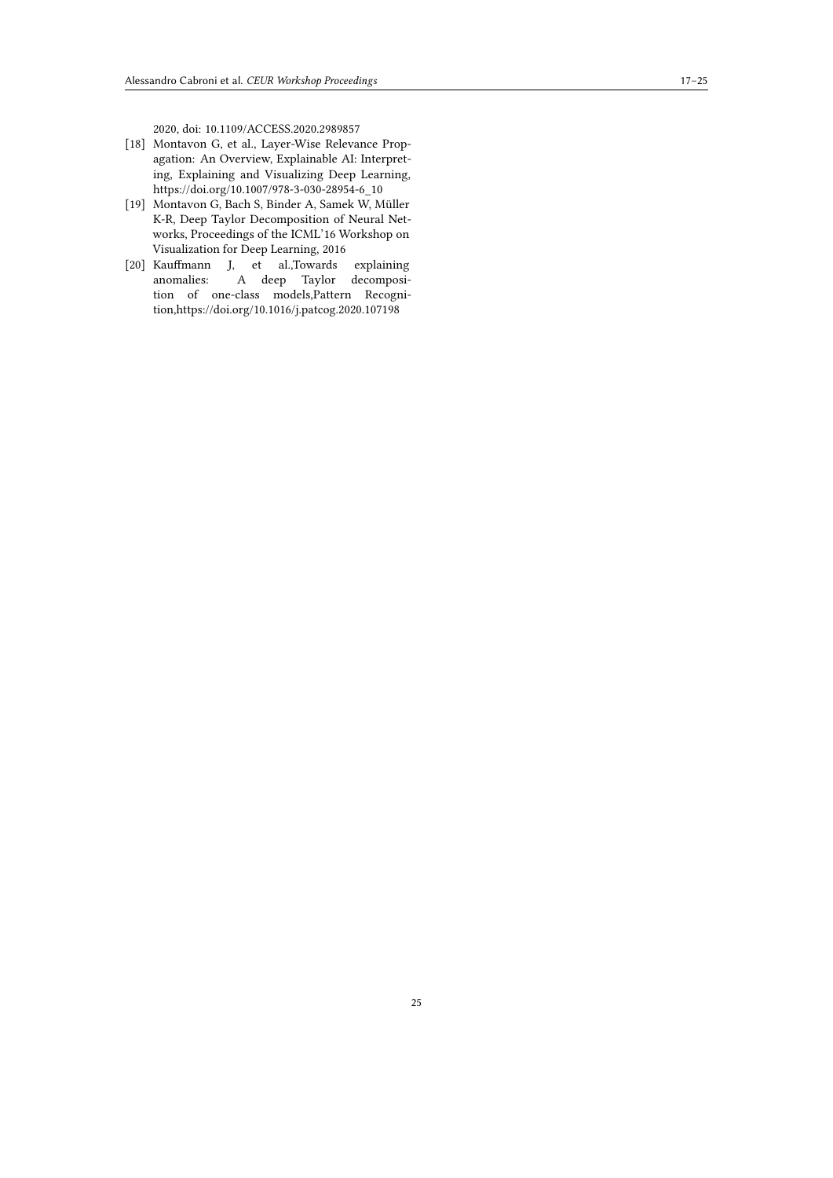2020, doi: 10.1109/ACCESS.2020.2989857

[18] Montavon G, et al., Layer-Wise Relevance Propagation: An Overview, Explainable AI: Interpreting, Explaining and Visualizing Deep Learning, https://doi.org/10.1007/978-3-030-28954-6_10

[19] Montavon G, Bach S, Binder A, Samek W, Müller K-R, Deep Taylor Decomposition of Neural Networks, Proceedings of the ICML'16 Workshop on Visualization for Deep Learning, 2016

[20] Kauffmann J, et al.,Towards explaining anomalies: A deep Taylor decomposition of one-class models,Pattern Recognition,https://doi.org/10.1016/j.patcog.2020.107198